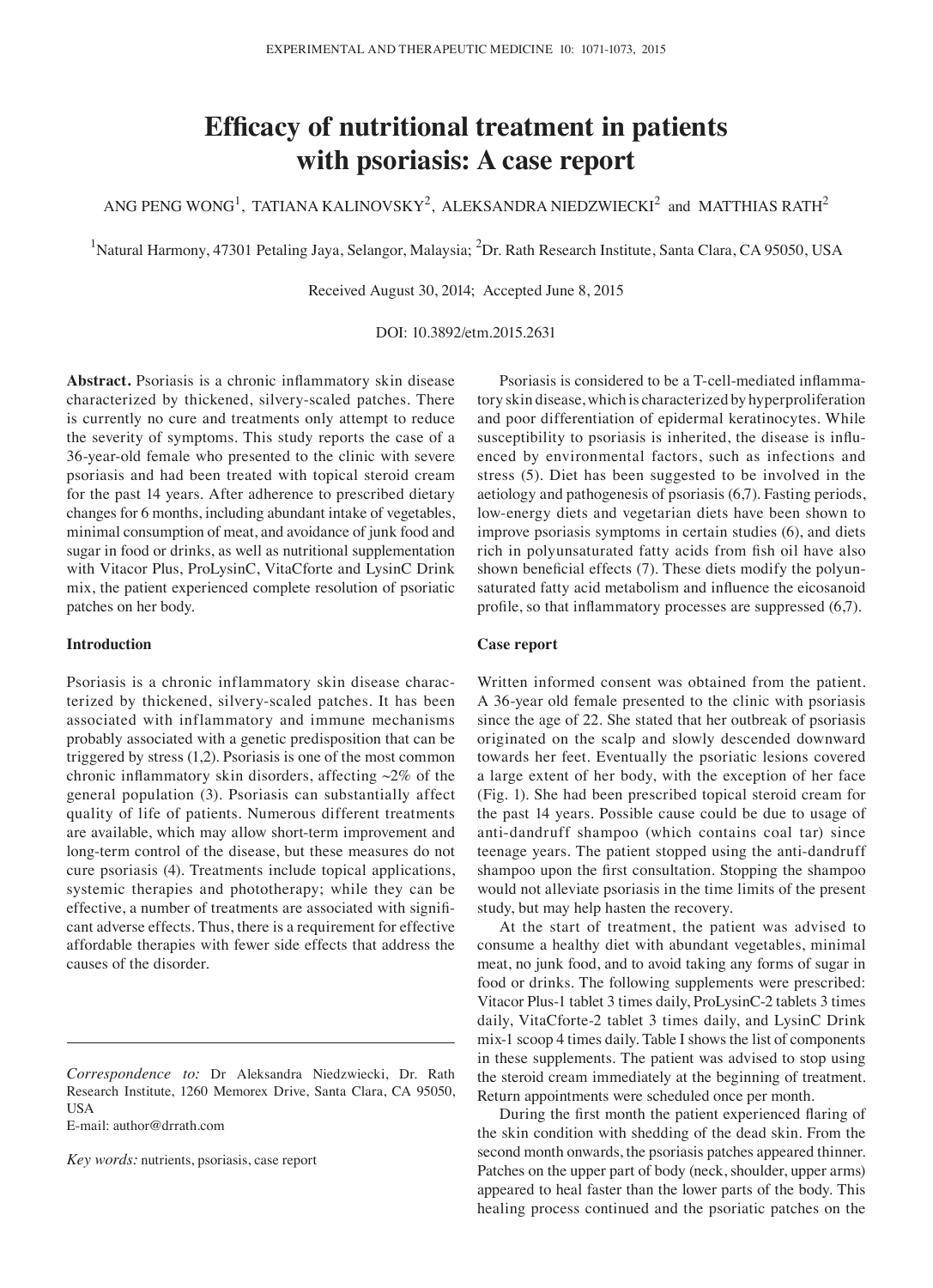# Efficacy of nutritional treatment in patients with psoriasis: A case report

ANG PENG WONG[1], TATIANA KALINOVSKY[2], ALEKSANDRA NIEDZWIECKI[2] and MATTHIAS RATH[2]

[1]Natural Harmony, 47301 Petaling Jaya, Selangor, Malaysia; [2]Dr. Rath Research Institute, Santa Clara, CA 95050, USA

Received August 30, 2014; Accepted June 8, 2015

DOI: 10.3892/etm.2015.2631

**Abstract.** Psoriasis is a chronic inflammatory skin disease characterized by thickened, silvery-scaled patches. There is currently no cure and treatments only attempt to reduce the severity of symptoms. This study reports the case of a 36-year-old female who presented to the clinic with severe psoriasis and had been treated with topical steroid cream for the past 14 years. After adherence to prescribed dietary changes for 6 months, including abundant intake of vegetables, minimal consumption of meat, and avoidance of junk food and sugar in food or drinks, as well as nutritional supplementation with Vitacor Plus, ProLysinC, VitaCforte and LysinC Drink mix, the patient experienced complete resolution of psoriatic patches on her body.

## Introduction

Psoriasis is a chronic inflammatory skin disease characterized by thickened, silvery-scaled patches. It has been associated with inflammatory and immune mechanisms probably associated with a genetic predisposition that can be triggered by stress (1,2). Psoriasis is one of the most common chronic inflammatory skin disorders, affecting ~2% of the general population (3). Psoriasis can substantially affect quality of life of patients. Numerous different treatments are available, which may allow short-term improvement and long-term control of the disease, but these measures do not cure psoriasis (4). Treatments include topical applications, systemic therapies and phototherapy; while they can be effective, a number of treatments are associated with significant adverse effects. Thus, there is a requirement for effective affordable therapies with fewer side effects that address the causes of the disorder.

Psoriasis is considered to be a T-cell-mediated inflammatory skin disease, which is characterized by hyperproliferation and poor differentiation of epidermal keratinocytes. While susceptibility to psoriasis is inherited, the disease is influenced by environmental factors, such as infections and stress (5). Diet has been suggested to be involved in the aetiology and pathogenesis of psoriasis (6,7). Fasting periods, low-energy diets and vegetarian diets have been shown to improve psoriasis symptoms in certain studies (6), and diets rich in polyunsaturated fatty acids from fish oil have also shown beneficial effects (7). These diets modify the polyunsaturated fatty acid metabolism and influence the eicosanoid profile, so that inflammatory processes are suppressed (6,7).

## Case report

Written informed consent was obtained from the patient. A 36-year old female presented to the clinic with psoriasis since the age of 22. She stated that her outbreak of psoriasis originated on the scalp and slowly descended downward towards her feet. Eventually the psoriatic lesions covered a large extent of her body, with the exception of her face (Fig. 1). She had been prescribed topical steroid cream for the past 14 years. Possible cause could be due to usage of anti-dandruff shampoo (which contains coal tar) since teenage years. The patient stopped using the anti-dandruff shampoo upon the first consultation. Stopping the shampoo would not alleviate psoriasis in the time limits of the present study, but may help hasten the recovery.

At the start of treatment, the patient was advised to consume a healthy diet with abundant vegetables, minimal meat, no junk food, and to avoid taking any forms of sugar in food or drinks. The following supplements were prescribed: Vitacor Plus-1 tablet 3 times daily, ProLysinC-2 tablets 3 times daily, VitaCforte-2 tablet 3 times daily, and LysinC Drink mix-1 scoop 4 times daily. Table I shows the list of components in these supplements. The patient was advised to stop using the steroid cream immediately at the beginning of treatment. Return appointments were scheduled once per month.

During the first month the patient experienced flaring of the skin condition with shedding of the dead skin. From the second month onwards, the psoriasis patches appeared thinner. Patches on the upper part of body (neck, shoulder, upper arms) appeared to heal faster than the lower parts of the body. This healing process continued and the psoriatic patches on the

---

*Correspondence to:* Dr Aleksandra Niedzwiecki, Dr. Rath Research Institute, 1260 Memorex Drive, Santa Clara, CA 95050, USA
E-mail: author@drrath.com

*Key words:* nutrients, psoriasis, case report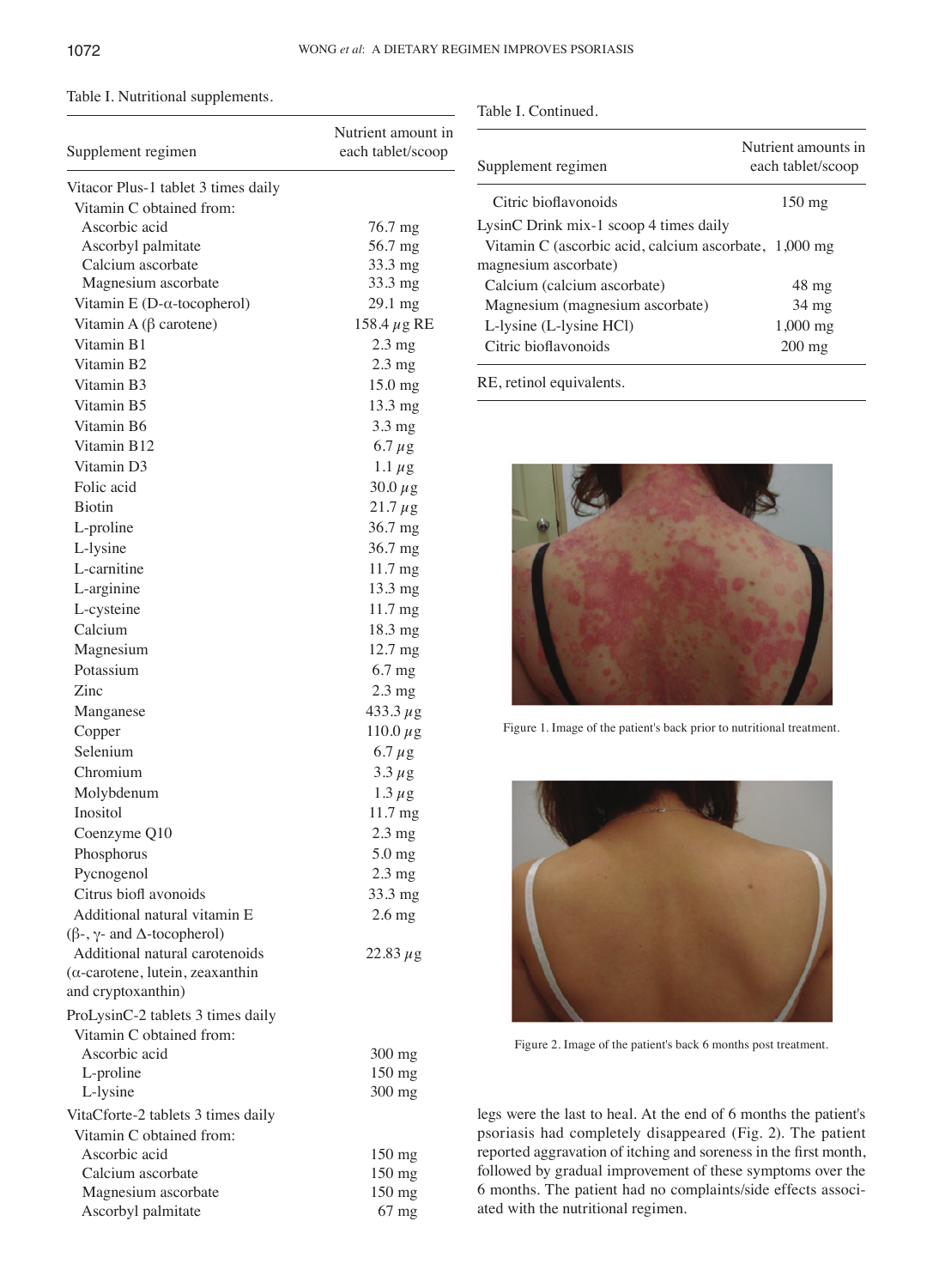Table I. Nutritional supplements.

| Supplement regimen | Nutrient amount in each tablet/scoop |
|---|---|
| Vitacor Plus-1 tablet 3 times daily | |
| Vitamin C obtained from: | |
| Ascorbic acid | 76.7 mg |
| Ascorbyl palmitate | 56.7 mg |
| Calcium ascorbate | 33.3 mg |
| Magnesium ascorbate | 33.3 mg |
| Vitamin E (D-α-tocopherol) | 29.1 mg |
| Vitamin A (β carotene) | 158.4 μg RE |
| Vitamin B1 | 2.3 mg |
| Vitamin B2 | 2.3 mg |
| Vitamin B3 | 15.0 mg |
| Vitamin B5 | 13.3 mg |
| Vitamin B6 | 3.3 mg |
| Vitamin B12 | 6.7 μg |
| Vitamin D3 | 1.1 μg |
| Folic acid | 30.0 μg |
| Biotin | 21.7 μg |
| L-proline | 36.7 mg |
| L-lysine | 36.7 mg |
| L-carnitine | 11.7 mg |
| L-arginine | 13.3 mg |
| L-cysteine | 11.7 mg |
| Calcium | 18.3 mg |
| Magnesium | 12.7 mg |
| Potassium | 6.7 mg |
| Zinc | 2.3 mg |
| Manganese | 433.3 μg |
| Copper | 110.0 μg |
| Selenium | 6.7 μg |
| Chromium | 3.3 μg |
| Molybdenum | 1.3 μg |
| Inositol | 11.7 mg |
| Coenzyme Q10 | 2.3 mg |
| Phosphorus | 5.0 mg |
| Pycnogenol | 2.3 mg |
| Citrus bioflavonoids | 33.3 mg |
| Additional natural vitamin E (β-, γ- and Δ-tocopherol) | 2.6 mg |
| Additional natural carotenoids (α-carotene, lutein, zeaxanthin and cryptoxanthin) | 22.83 μg |
| ProLysinC-2 tablets 3 times daily | |
| Vitamin C obtained from: | |
| Ascorbic acid | 300 mg |
| L-proline | 150 mg |
| L-lysine | 300 mg |
| VitaCforte-2 tablets 3 times daily | |
| Vitamin C obtained from: | |
| Ascorbic acid | 150 mg |
| Calcium ascorbate | 150 mg |
| Magnesium ascorbate | 150 mg |
| Ascorbyl palmitate | 67 mg |
| Citric bioflavonoids | 150 mg |
| LysinC Drink mix-1 scoop 4 times daily | |
| Vitamin C (ascorbic acid, calcium ascorbate, magnesium ascorbate) | 1,000 mg |
| Calcium (calcium ascorbate) | 48 mg |
| Magnesium (magnesium ascorbate) | 34 mg |
| L-lysine (L-lysine HCl) | 1,000 mg |
| Citric bioflavonoids | 200 mg |

RE, retinol equivalents.

Figure 1. Image of the patient's back prior to nutritional treatment.

Figure 2. Image of the patient's back 6 months post treatment.

legs were the last to heal. At the end of 6 months the patient's psoriasis had completely disappeared (Fig. 2). The patient reported aggravation of itching and soreness in the first month, followed by gradual improvement of these symptoms over the 6 months. The patient had no complaints/side effects associated with the nutritional regimen.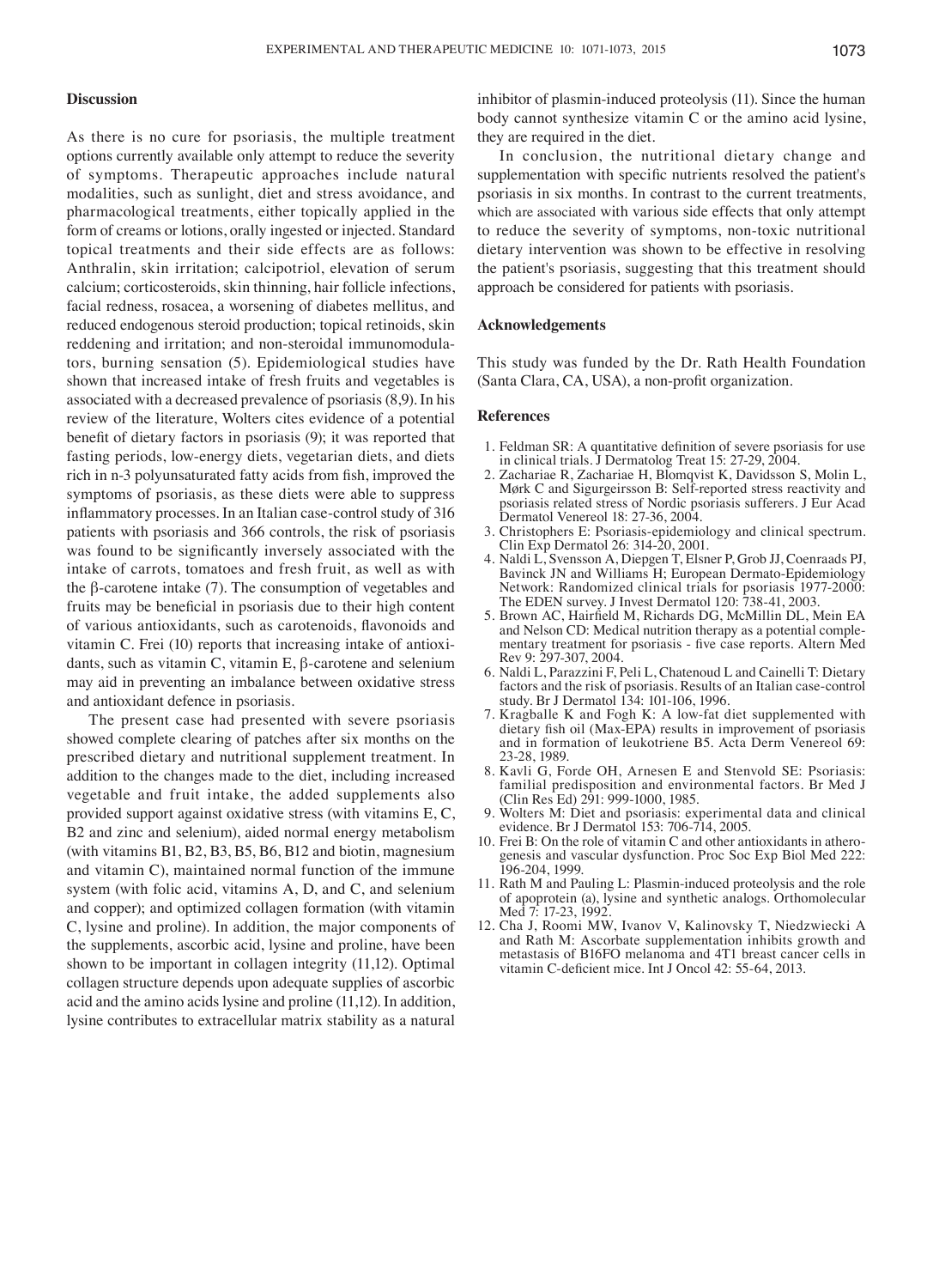## Discussion

As there is no cure for psoriasis, the multiple treatment options currently available only attempt to reduce the severity of symptoms. Therapeutic approaches include natural modalities, such as sunlight, diet and stress avoidance, and pharmacological treatments, either topically applied in the form of creams or lotions, orally ingested or injected. Standard topical treatments and their side effects are as follows: Anthralin, skin irritation; calcipotriol, elevation of serum calcium; corticosteroids, skin thinning, hair follicle infections, facial redness, rosacea, a worsening of diabetes mellitus, and reduced endogenous steroid production; topical retinoids, skin reddening and irritation; and non-steroidal immunomodulators, burning sensation (5). Epidemiological studies have shown that increased intake of fresh fruits and vegetables is associated with a decreased prevalence of psoriasis (8,9). In his review of the literature, Wolters cites evidence of a potential benefit of dietary factors in psoriasis (9); it was reported that fasting periods, low-energy diets, vegetarian diets, and diets rich in n-3 polyunsaturated fatty acids from fish, improved the symptoms of psoriasis, as these diets were able to suppress inflammatory processes. In an Italian case-control study of 316 patients with psoriasis and 366 controls, the risk of psoriasis was found to be significantly inversely associated with the intake of carrots, tomatoes and fresh fruit, as well as with the β-carotene intake (7). The consumption of vegetables and fruits may be beneficial in psoriasis due to their high content of various antioxidants, such as carotenoids, flavonoids and vitamin C. Frei (10) reports that increasing intake of antioxidants, such as vitamin C, vitamin E, β-carotene and selenium may aid in preventing an imbalance between oxidative stress and antioxidant defence in psoriasis.

The present case had presented with severe psoriasis showed complete clearing of patches after six months on the prescribed dietary and nutritional supplement treatment. In addition to the changes made to the diet, including increased vegetable and fruit intake, the added supplements also provided support against oxidative stress (with vitamins E, C, B2 and zinc and selenium), aided normal energy metabolism (with vitamins B1, B2, B3, B5, B6, B12 and biotin, magnesium and vitamin C), maintained normal function of the immune system (with folic acid, vitamins A, D, and C, and selenium and copper); and optimized collagen formation (with vitamin C, lysine and proline). In addition, the major components of the supplements, ascorbic acid, lysine and proline, have been shown to be important in collagen integrity (11,12). Optimal collagen structure depends upon adequate supplies of ascorbic acid and the amino acids lysine and proline (11,12). In addition, lysine contributes to extracellular matrix stability as a natural inhibitor of plasmin-induced proteolysis (11). Since the human body cannot synthesize vitamin C or the amino acid lysine, they are required in the diet.

In conclusion, the nutritional dietary change and supplementation with specific nutrients resolved the patient's psoriasis in six months. In contrast to the current treatments, which are associated with various side effects that only attempt to reduce the severity of symptoms, non-toxic nutritional dietary intervention was shown to be effective in resolving the patient's psoriasis, suggesting that this treatment should approach be considered for patients with psoriasis.

## Acknowledgements

This study was funded by the Dr. Rath Health Foundation (Santa Clara, CA, USA), a non-profit organization.

## References

1. Feldman SR: A quantitative definition of severe psoriasis for use in clinical trials. J Dermatolog Treat 15: 27-29, 2004.
2. Zachariae R, Zachariae H, Blomqvist K, Davidsson S, Molin L, Mørk C and Sigurgeirsson B: Self-reported stress reactivity and psoriasis related stress of Nordic psoriasis sufferers. J Eur Acad Dermatol Venereol 18: 27-36, 2004.
3. Christophers E: Psoriasis-epidemiology and clinical spectrum. Clin Exp Dermatol 26: 314-20, 2001.
4. Naldi L, Svensson A, Diepgen T, Elsner P, Grob JJ, Coenraads PJ, Bavinck JN and Williams H; European Dermato-Epidemiology Network: Randomized clinical trials for psoriasis 1977-2000: The EDEN survey. J Invest Dermatol 120: 738-41, 2003.
5. Brown AC, Hairfield M, Richards DG, McMillin DL, Mein EA and Nelson CD: Medical nutrition therapy as a potential complementary treatment for psoriasis - five case reports. Altern Med Rev 9: 297-307, 2004.
6. Naldi L, Parazzini F, Peli L, Chatenoud L and Cainelli T: Dietary factors and the risk of psoriasis. Results of an Italian case-control study. Br J Dermatol 134: 101-106, 1996.
7. Kragballe K and Fogh K: A low-fat diet supplemented with dietary fish oil (Max-EPA) results in improvement of psoriasis and in formation of leukotriene B5. Acta Derm Venereol 69: 23-28, 1989.
8. Kavli G, Forde OH, Arnesen E and Stenvold SE: Psoriasis: familial predisposition and environmental factors. Br Med J (Clin Res Ed) 291: 999-1000, 1985.
9. Wolters M: Diet and psoriasis: experimental data and clinical evidence. Br J Dermatol 153: 706-714, 2005.
10. Frei B: On the role of vitamin C and other antioxidants in atherogenesis and vascular dysfunction. Proc Soc Exp Biol Med 222: 196-204, 1999.
11. Rath M and Pauling L: Plasmin-induced proteolysis and the role of apoprotein (a), lysine and synthetic analogs. Orthomolecular Med 7: 17-23, 1992.
12. Cha J, Roomi MW, Ivanov V, Kalinovsky T, Niedzwiecki A and Rath M: Ascorbate supplementation inhibits growth and metastasis of B16FO melanoma and 4T1 breast cancer cells in vitamin C-deficient mice. Int J Oncol 42: 55-64, 2013.